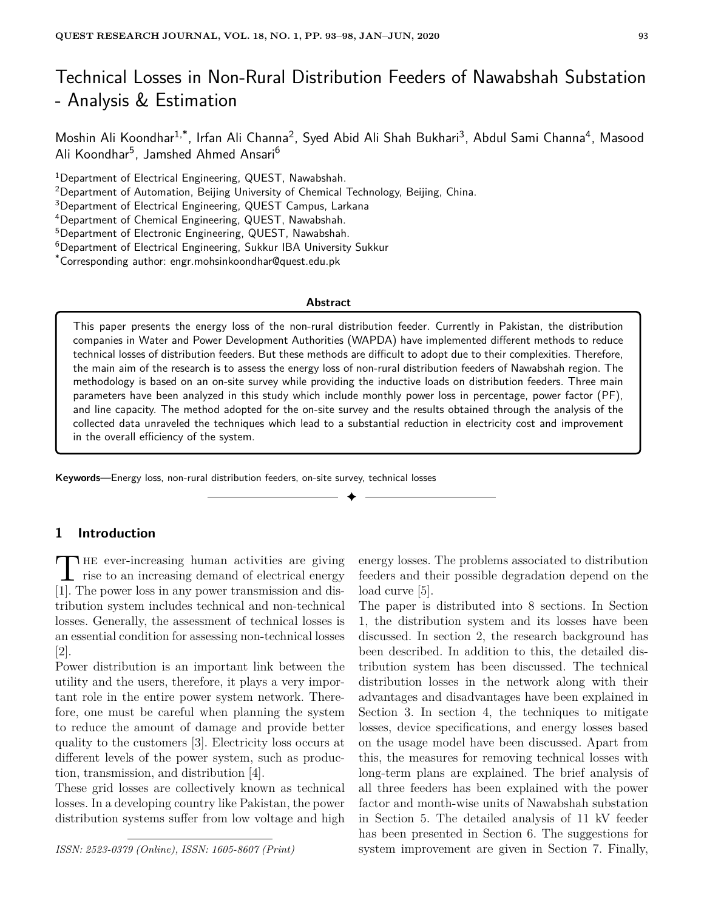# Technical Losses in Non-Rural Distribution Feeders of Nawabshah Substation - Analysis & Estimation

Moshin Ali Koondhar[1,*], Irfan Ali Channa[2], Syed Abid Ali Shah Bukhari[3], Abdul Sami Channa[4], Masood Ali Koondhar[5], Jamshed Ahmed Ansari[6]

[1]Department of Electrical Engineering, QUEST, Nawabshah.
[2]Department of Automation, Beijing University of Chemical Technology, Beijing, China.
[3]Department of Electrical Engineering, QUEST Campus, Larkana
[4]Department of Chemical Engineering, QUEST, Nawabshah.
[5]Department of Electronic Engineering, QUEST, Nawabshah.
[6]Department of Electrical Engineering, Sukkur IBA University Sukkur
[*]Corresponding author: engr.mohsinkoondhar@quest.edu.pk

**Abstract**

This paper presents the energy loss of the non-rural distribution feeder. Currently in Pakistan, the distribution companies in Water and Power Development Authorities (WAPDA) have implemented different methods to reduce technical losses of distribution feeders. But these methods are difficult to adopt due to their complexities. Therefore, the main aim of the research is to assess the energy loss of non-rural distribution feeders of Nawabshah region. The methodology is based on an on-site survey while providing the inductive loads on distribution feeders. Three main parameters have been analyzed in this study which include monthly power loss in percentage, power factor (PF), and line capacity. The method adopted for the on-site survey and the results obtained through the analysis of the collected data unraveled the techniques which lead to a substantial reduction in electricity cost and improvement in the overall efficiency of the system.

**Keywords**—Energy loss, non-rural distribution feeders, on-site survey, technical losses

## 1 Introduction

The ever-increasing human activities are giving rise to an increasing demand of electrical energy [1]. The power loss in any power transmission and distribution system includes technical and non-technical losses. Generally, the assessment of technical losses is an essential condition for assessing non-technical losses [2].

Power distribution is an important link between the utility and the users, therefore, it plays a very important role in the entire power system network. Therefore, one must be careful when planning the system to reduce the amount of damage and provide better quality to the customers [3]. Electricity loss occurs at different levels of the power system, such as production, transmission, and distribution [4].

These grid losses are collectively known as technical losses. In a developing country like Pakistan, the power distribution systems suffer from low voltage and high energy losses. The problems associated to distribution feeders and their possible degradation depend on the load curve [5].

The paper is distributed into 8 sections. In Section 1, the distribution system and its losses have been discussed. In section 2, the research background has been described. In addition to this, the detailed distribution system has been discussed. The technical distribution losses in the network along with their advantages and disadvantages have been explained in Section 3. In section 4, the techniques to mitigate losses, device specifications, and energy losses based on the usage model have been discussed. Apart from this, the measures for removing technical losses with long-term plans are explained. The brief analysis of all three feeders has been explained with the power factor and month-wise units of Nawabshah substation in Section 5. The detailed analysis of 11 kV feeder has been presented in Section 6. The suggestions for system improvement are given in Section 7. Finally,

*ISSN: 2523-0379 (Online), ISSN: 1605-8607 (Print)*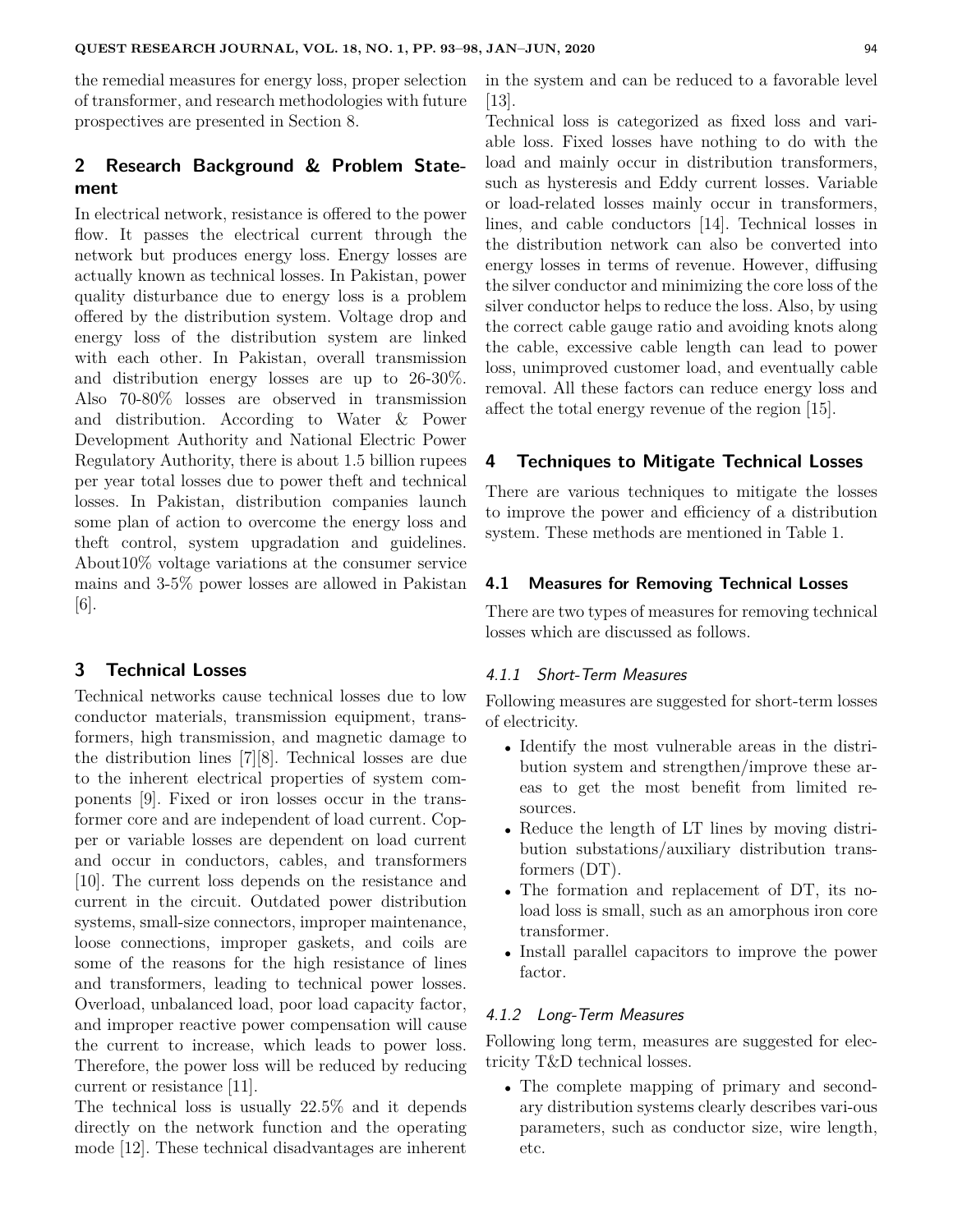the remedial measures for energy loss, proper selection of transformer, and research methodologies with future prospectives are presented in Section 8.

## 2 Research Background & Problem Statement

In electrical network, resistance is offered to the power flow. It passes the electrical current through the network but produces energy loss. Energy losses are actually known as technical losses. In Pakistan, power quality disturbance due to energy loss is a problem offered by the distribution system. Voltage drop and energy loss of the distribution system are linked with each other. In Pakistan, overall transmission and distribution energy losses are up to 26-30%. Also 70-80% losses are observed in transmission and distribution. According to Water & Power Development Authority and National Electric Power Regulatory Authority, there is about 1.5 billion rupees per year total losses due to power theft and technical losses. In Pakistan, distribution companies launch some plan of action to overcome the energy loss and theft control, system upgradation and guidelines. About10% voltage variations at the consumer service mains and 3-5% power losses are allowed in Pakistan [6].

## 3 Technical Losses

Technical networks cause technical losses due to low conductor materials, transmission equipment, transformers, high transmission, and magnetic damage to the distribution lines [7][8]. Technical losses are due to the inherent electrical properties of system components [9]. Fixed or iron losses occur in the transformer core and are independent of load current. Copper or variable losses are dependent on load current and occur in conductors, cables, and transformers [10]. The current loss depends on the resistance and current in the circuit. Outdated power distribution systems, small-size connectors, improper maintenance, loose connections, improper gaskets, and coils are some of the reasons for the high resistance of lines and transformers, leading to technical power losses. Overload, unbalanced load, poor load capacity factor, and improper reactive power compensation will cause the current to increase, which leads to power loss. Therefore, the power loss will be reduced by reducing current or resistance [11].

The technical loss is usually 22.5% and it depends directly on the network function and the operating mode [12]. These technical disadvantages are inherent in the system and can be reduced to a favorable level [13].

Technical loss is categorized as fixed loss and variable loss. Fixed losses have nothing to do with the load and mainly occur in distribution transformers, such as hysteresis and Eddy current losses. Variable or load-related losses mainly occur in transformers, lines, and cable conductors [14]. Technical losses in the distribution network can also be converted into energy losses in terms of revenue. However, diffusing the silver conductor and minimizing the core loss of the silver conductor helps to reduce the loss. Also, by using the correct cable gauge ratio and avoiding knots along the cable, excessive cable length can lead to power loss, unimproved customer load, and eventually cable removal. All these factors can reduce energy loss and affect the total energy revenue of the region [15].

## 4 Techniques to Mitigate Technical Losses

There are various techniques to mitigate the losses to improve the power and efficiency of a distribution system. These methods are mentioned in Table 1.

### 4.1 Measures for Removing Technical Losses

There are two types of measures for removing technical losses which are discussed as follows.

#### *4.1.1 Short-Term Measures*

Following measures are suggested for short-term losses of electricity.

- Identify the most vulnerable areas in the distribution system and strengthen/improve these areas to get the most benefit from limited resources.
- Reduce the length of LT lines by moving distribution substations/auxiliary distribution transformers (DT).
- The formation and replacement of DT, its no-load loss is small, such as an amorphous iron core transformer.
- Install parallel capacitors to improve the power factor.

#### *4.1.2 Long-Term Measures*

Following long term, measures are suggested for electricity T&D technical losses.

- The complete mapping of primary and secondary distribution systems clearly describes vari-ous parameters, such as conductor size, wire length, etc.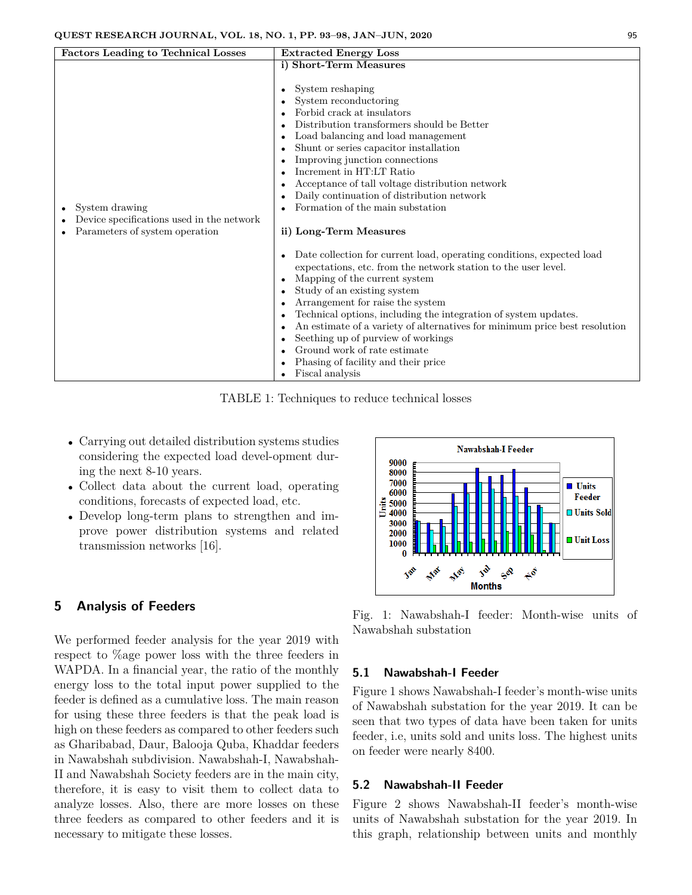| Factors Leading to Technical Losses | Extracted Energy Loss |
|---|---|
| • System drawing<br>• Device specifications used in the network<br>• Parameters of system operation | **i) Short-Term Measures**<br>• System reshaping<br>• System reconductoring<br>• Forbid crack at insulators<br>• Distribution transformers should be Better<br>• Load balancing and load management<br>• Shunt or series capacitor installation<br>• Improving junction connections<br>• Increment in HT:LT Ratio<br>• Acceptance of tall voltage distribution network<br>• Daily continuation of distribution network<br>• Formation of the main substation<br>**ii) Long-Term Measures**<br>• Date collection for current load, operating conditions, expected load expectations, etc. from the network station to the user level.<br>• Mapping of the current system<br>• Study of an existing system<br>• Arrangement for raise the system<br>• Technical options, including the integration of system updates.<br>• An estimate of a variety of alternatives for minimum price best resolution<br>• Seething up of purview of workings<br>• Ground work of rate estimate<br>• Phasing of facility and their price<br>• Fiscal analysis |

TABLE 1: Techniques to reduce technical losses

- Carrying out detailed distribution systems studies considering the expected load devel-opment during the next 8-10 years.
- Collect data about the current load, operating conditions, forecasts of expected load, etc.
- Develop long-term plans to strengthen and improve power distribution systems and related transmission networks [16].

## 5 Analysis of Feeders

We performed feeder analysis for the year 2019 with respect to %age power loss with the three feeders in WAPDA. In a financial year, the ratio of the monthly energy loss to the total input power supplied to the feeder is defined as a cumulative loss. The main reason for using these three feeders is that the peak load is high on these feeders as compared to other feeders such as Gharibabad, Daur, Balooja Quba, Khaddar feeders in Nawabshah subdivision. Nawabshah-I, Nawabshah-II and Nawabshah Society feeders are in the main city, therefore, it is easy to visit them to collect data to analyze losses. Also, there are more losses on these three feeders as compared to other feeders and it is necessary to mitigate these losses.

Fig. 1: Nawabshah-I feeder: Month-wise units of Nawabshah substation

### 5.1 Nawabshah-I Feeder

Figure 1 shows Nawabshah-I feeder's month-wise units of Nawabshah substation for the year 2019. It can be seen that two types of data have been taken for units feeder, i.e, units sold and units loss. The highest units on feeder were nearly 8400.

### 5.2 Nawabshah-II Feeder

Figure 2 shows Nawabshah-II feeder's month-wise units of Nawabshah substation for the year 2019. In this graph, relationship between units and monthly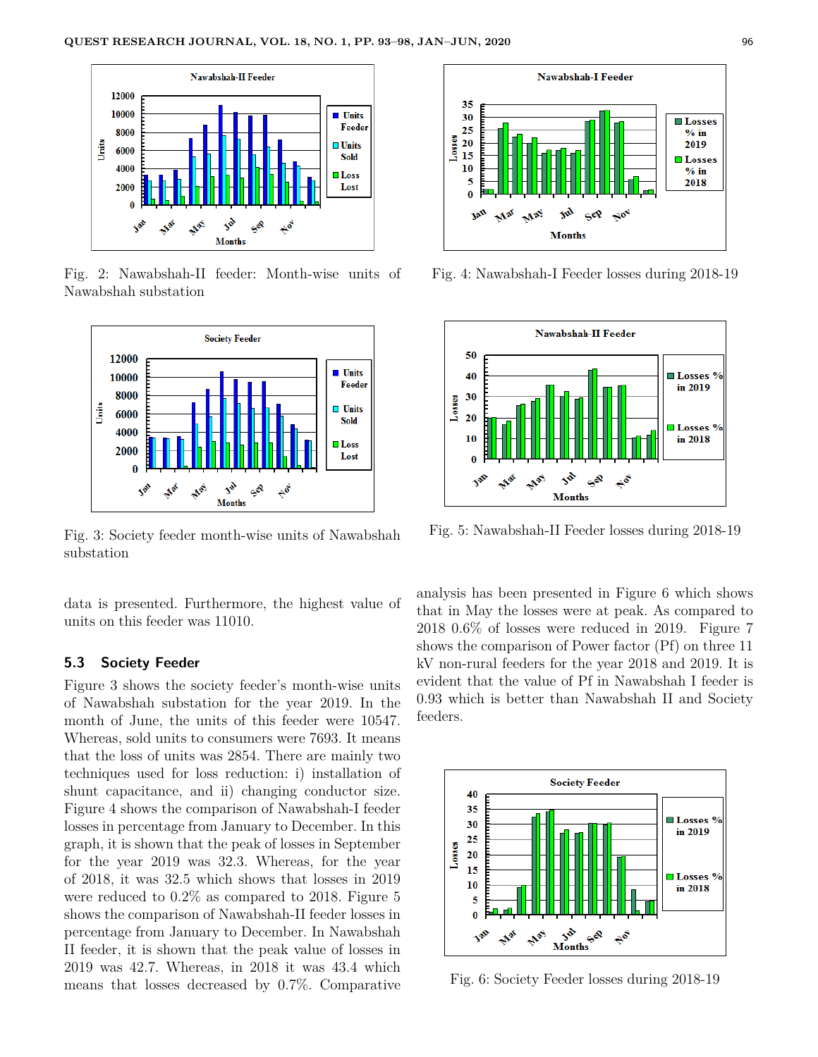Fig. 2: Nawabshah-II feeder: Month-wise units of Nawabshah substation

Fig. 3: Society feeder month-wise units of Nawabshah substation

data is presented. Furthermore, the highest value of units on this feeder was 11010.

### 5.3 Society Feeder

Figure 3 shows the society feeder's month-wise units of Nawabshah substation for the year 2019. In the month of June, the units of this feeder were 10547. Whereas, sold units to consumers were 7693. It means that the loss of units was 2854. There are mainly two techniques used for loss reduction: i) installation of shunt capacitance, and ii) changing conductor size. Figure 4 shows the comparison of Nawabshah-I feeder losses in percentage from January to December. In this graph, it is shown that the peak of losses in September for the year 2019 was 32.3. Whereas, for the year of 2018, it was 32.5 which shows that losses in 2019 were reduced to 0.2% as compared to 2018. Figure 5 shows the comparison of Nawabshah-II feeder losses in percentage from January to December. In Nawabshah II feeder, it is shown that the peak value of losses in 2019 was 42.7. Whereas, in 2018 it was 43.4 which means that losses decreased by 0.7%. Comparative analysis has been presented in Figure 6 which shows that in May the losses were at peak. As compared to 2018 0.6% of losses were reduced in 2019. Figure 7 shows the comparison of Power factor (Pf) on three 11 kV non-rural feeders for the year 2018 and 2019. It is evident that the value of Pf in Nawabshah I feeder is 0.93 which is better than Nawabshah II and Society feeders.

Fig. 4: Nawabshah-I Feeder losses during 2018-19

Fig. 5: Nawabshah-II Feeder losses during 2018-19

Fig. 6: Society Feeder losses during 2018-19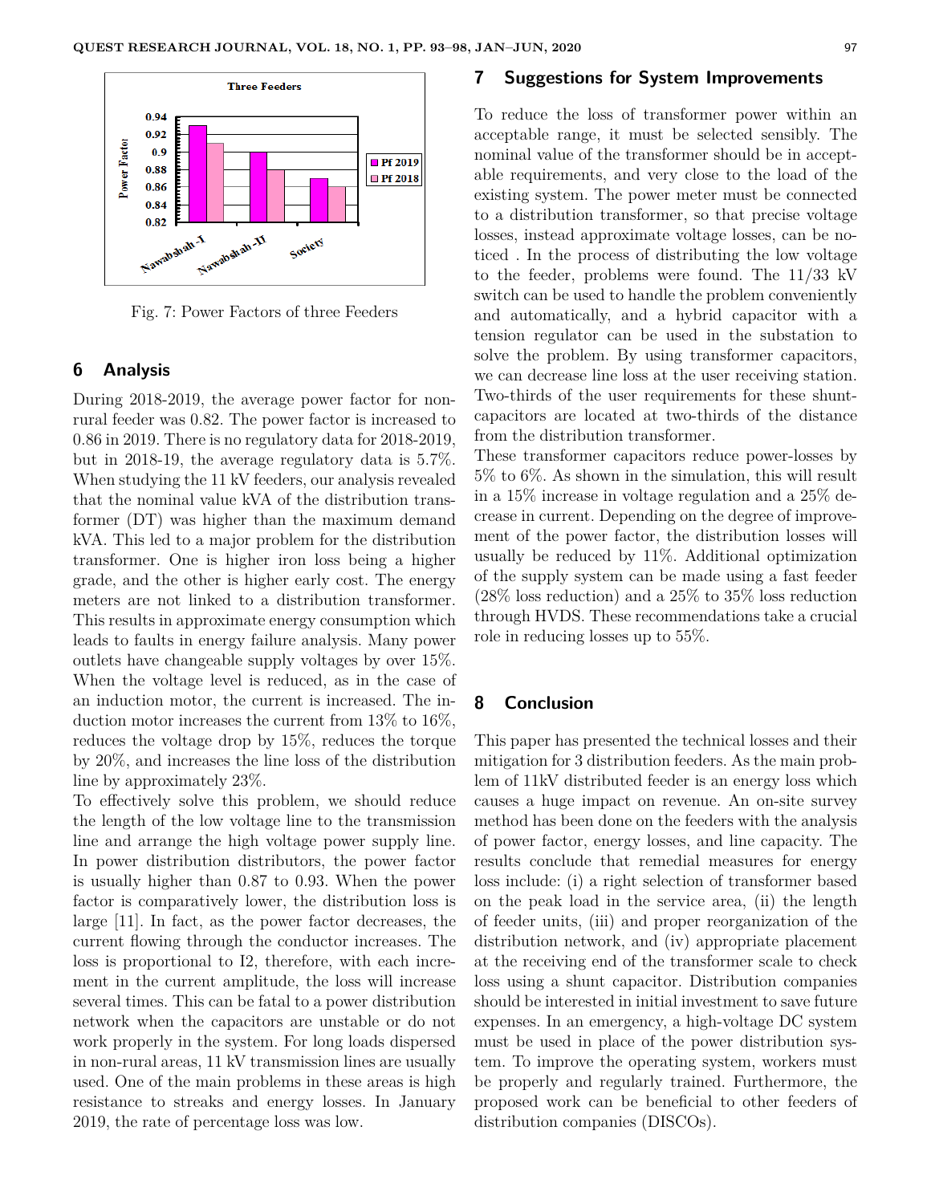Fig. 7: Power Factors of three Feeders

## 6 Analysis

During 2018-2019, the average power factor for non-rural feeder was 0.82. The power factor is increased to 0.86 in 2019. There is no regulatory data for 2018-2019, but in 2018-19, the average regulatory data is 5.7%. When studying the 11 kV feeders, our analysis revealed that the nominal value kVA of the distribution transformer (DT) was higher than the maximum demand kVA. This led to a major problem for the distribution transformer. One is higher iron loss being a higher grade, and the other is higher early cost. The energy meters are not linked to a distribution transformer. This results in approximate energy consumption which leads to faults in energy failure analysis. Many power outlets have changeable supply voltages by over 15%. When the voltage level is reduced, as in the case of an induction motor, the current is increased. The induction motor increases the current from 13% to 16%, reduces the voltage drop by 15%, reduces the torque by 20%, and increases the line loss of the distribution line by approximately 23%.

To effectively solve this problem, we should reduce the length of the low voltage line to the transmission line and arrange the high voltage power supply line. In power distribution distributors, the power factor is usually higher than 0.87 to 0.93. When the power factor is comparatively lower, the distribution loss is large [11]. In fact, as the power factor decreases, the current flowing through the conductor increases. The loss is proportional to I2, therefore, with each increment in the current amplitude, the loss will increase several times. This can be fatal to a power distribution network when the capacitors are unstable or do not work properly in the system. For long loads dispersed in non-rural areas, 11 kV transmission lines are usually used. One of the main problems in these areas is high resistance to streaks and energy losses. In January 2019, the rate of percentage loss was low.

## 7 Suggestions for System Improvements

To reduce the loss of transformer power within an acceptable range, it must be selected sensibly. The nominal value of the transformer should be in acceptable requirements, and very close to the load of the existing system. The power meter must be connected to a distribution transformer, so that precise voltage losses, instead approximate voltage losses, can be noticed . In the process of distributing the low voltage to the feeder, problems were found. The 11/33 kV switch can be used to handle the problem conveniently and automatically, and a hybrid capacitor with a tension regulator can be used in the substation to solve the problem. By using transformer capacitors, we can decrease line loss at the user receiving station. Two-thirds of the user requirements for these shunt-capacitors are located at two-thirds of the distance from the distribution transformer.

These transformer capacitors reduce power-losses by 5% to 6%. As shown in the simulation, this will result in a 15% increase in voltage regulation and a 25% decrease in current. Depending on the degree of improvement of the power factor, the distribution losses will usually be reduced by 11%. Additional optimization of the supply system can be made using a fast feeder (28% loss reduction) and a 25% to 35% loss reduction through HVDS. These recommendations take a crucial role in reducing losses up to 55%.

## 8 Conclusion

This paper has presented the technical losses and their mitigation for 3 distribution feeders. As the main problem of 11kV distributed feeder is an energy loss which causes a huge impact on revenue. An on-site survey method has been done on the feeders with the analysis of power factor, energy losses, and line capacity. The results conclude that remedial measures for energy loss include: (i) a right selection of transformer based on the peak load in the service area, (ii) the length of feeder units, (iii) and proper reorganization of the distribution network, and (iv) appropriate placement at the receiving end of the transformer scale to check loss using a shunt capacitor. Distribution companies should be interested in initial investment to save future expenses. In an emergency, a high-voltage DC system must be used in place of the power distribution system. To improve the operating system, workers must be properly and regularly trained. Furthermore, the proposed work can be beneficial to other feeders of distribution companies (DISCOs).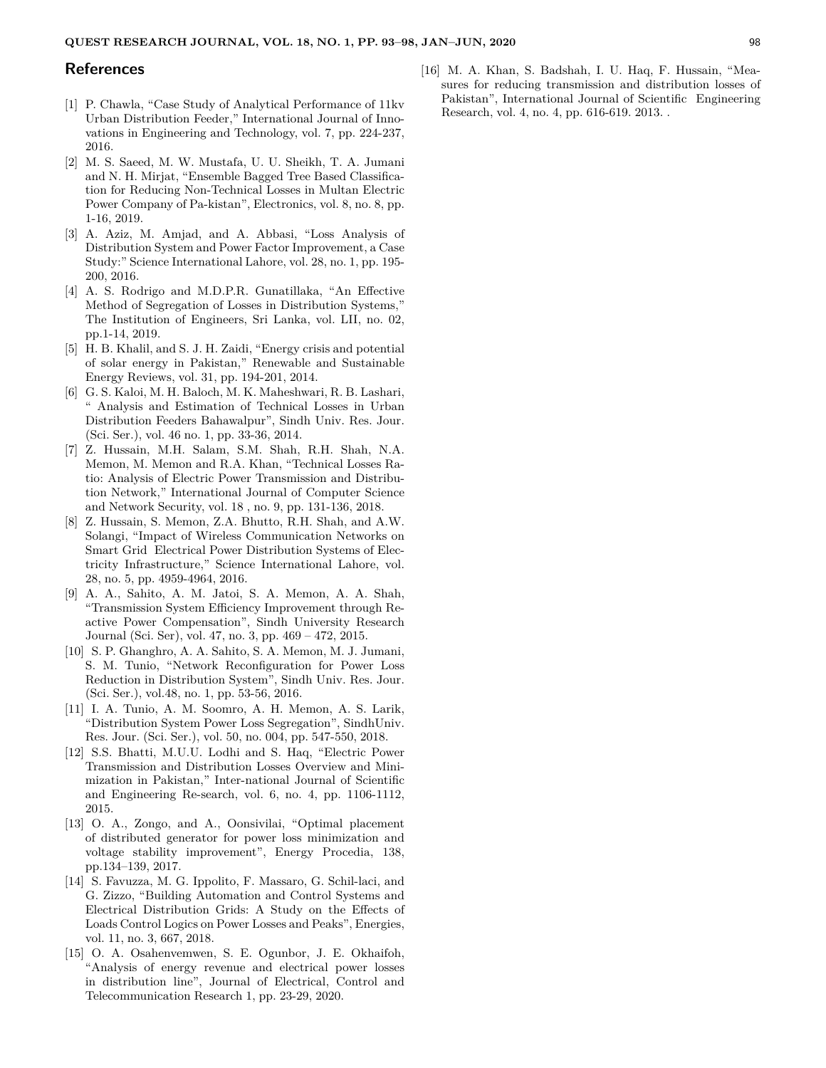## References

[1] P. Chawla, "Case Study of Analytical Performance of 11kv Urban Distribution Feeder," International Journal of Innovations in Engineering and Technology, vol. 7, pp. 224-237, 2016.

[2] M. S. Saeed, M. W. Mustafa, U. U. Sheikh, T. A. Jumani and N. H. Mirjat, "Ensemble Bagged Tree Based Classification for Reducing Non-Technical Losses in Multan Electric Power Company of Pa-kistan", Electronics, vol. 8, no. 8, pp. 1-16, 2019.

[3] A. Aziz, M. Amjad, and A. Abbasi, "Loss Analysis of Distribution System and Power Factor Improvement, a Case Study:" Science International Lahore, vol. 28, no. 1, pp. 195-200, 2016.

[4] A. S. Rodrigo and M.D.P.R. Gunatillaka, "An Effective Method of Segregation of Losses in Distribution Systems," The Institution of Engineers, Sri Lanka, vol. LII, no. 02, pp.1-14, 2019.

[5] H. B. Khalil, and S. J. H. Zaidi, "Energy crisis and potential of solar energy in Pakistan," Renewable and Sustainable Energy Reviews, vol. 31, pp. 194-201, 2014.

[6] G. S. Kaloi, M. H. Baloch, M. K. Maheshwari, R. B. Lashari, " Analysis and Estimation of Technical Losses in Urban Distribution Feeders Bahawalpur", Sindh Univ. Res. Jour. (Sci. Ser.), vol. 46 no. 1, pp. 33-36, 2014.

[7] Z. Hussain, M.H. Salam, S.M. Shah, R.H. Shah, N.A. Memon, M. Memon and R.A. Khan, "Technical Losses Ratio: Analysis of Electric Power Transmission and Distribution Network," International Journal of Computer Science and Network Security, vol. 18 , no. 9, pp. 131-136, 2018.

[8] Z. Hussain, S. Memon, Z.A. Bhutto, R.H. Shah, and A.W. Solangi, "Impact of Wireless Communication Networks on Smart Grid Electrical Power Distribution Systems of Electricity Infrastructure," Science International Lahore, vol. 28, no. 5, pp. 4959-4964, 2016.

[9] A. A., Sahito, A. M. Jatoi, S. A. Memon, A. A. Shah, "Transmission System Efficiency Improvement through Reactive Power Compensation", Sindh University Research Journal (Sci. Ser), vol. 47, no. 3, pp. 469 – 472, 2015.

[10] S. P. Ghanghro, A. A. Sahito, S. A. Memon, M. J. Jumani, S. M. Tunio, "Network Reconfiguration for Power Loss Reduction in Distribution System", Sindh Univ. Res. Jour. (Sci. Ser.), vol.48, no. 1, pp. 53-56, 2016.

[11] I. A. Tunio, A. M. Soomro, A. H. Memon, A. S. Larik, "Distribution System Power Loss Segregation", SindhUniv. Res. Jour. (Sci. Ser.), vol. 50, no. 004, pp. 547-550, 2018.

[12] S.S. Bhatti, M.U.U. Lodhi and S. Haq, "Electric Power Transmission and Distribution Losses Overview and Minimization in Pakistan," Inter-national Journal of Scientific and Engineering Re-search, vol. 6, no. 4, pp. 1106-1112, 2015.

[13] O. A., Zongo, and A., Oonsivilai, "Optimal placement of distributed generator for power loss minimization and voltage stability improvement", Energy Procedia, 138, pp.134–139, 2017.

[14] S. Favuzza, M. G. Ippolito, F. Massaro, G. Schil-laci, and G. Zizzo, "Building Automation and Control Systems and Electrical Distribution Grids: A Study on the Effects of Loads Control Logics on Power Losses and Peaks", Energies, vol. 11, no. 3, 667, 2018.

[15] O. A. Osahenvemwen, S. E. Ogunbor, J. E. Okhaifoh, "Analysis of energy revenue and electrical power losses in distribution line", Journal of Electrical, Control and Telecommunication Research 1, pp. 23-29, 2020.

[16] M. A. Khan, S. Badshah, I. U. Haq, F. Hussain, "Measures for reducing transmission and distribution losses of Pakistan", International Journal of Scientific Engineering Research, vol. 4, no. 4, pp. 616-619. 2013. .